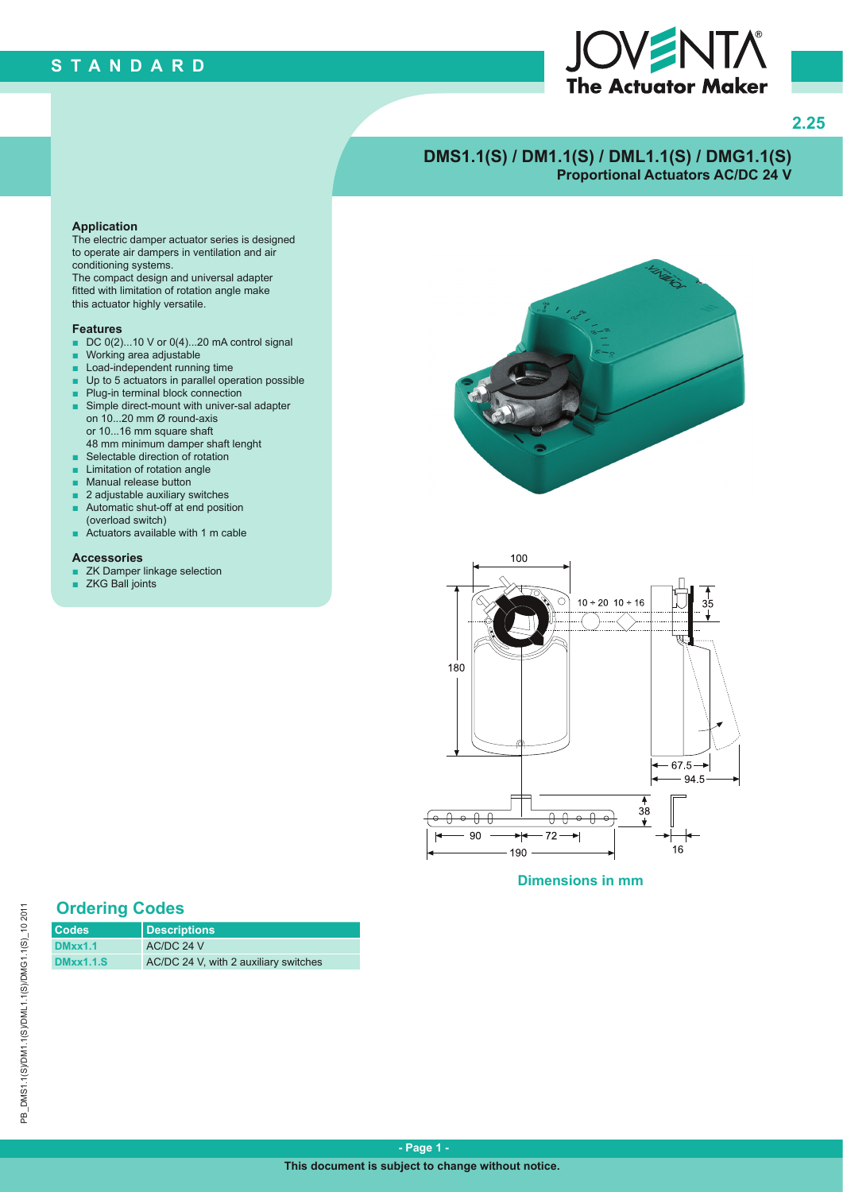STANDARD

JOVENTA The Actuator Maker

2.25

# DMS1.1(S) / DM1.1(S) / DML1.1(S) / DMG1.1(S)

## Proportional Actuators AC/DC 24 V

### Application

The electric damper actuator series is designed to operate air dampers in ventilation and air conditioning systems.
The compact design and universal adapter fitted with limitation of rotation angle make this actuator highly versatile.

### Features

- DC 0(2)...10 V or 0(4)...20 mA control signal
- Working area adjustable
- Load-independent running time
- Up to 5 actuators in parallel operation possible
- Plug-in terminal block connection
- Simple direct-mount with univer-sal adapter on 10...20 mm Ø round-axis or 10...16 mm square shaft 48 mm minimum damper shaft lenght
- Selectable direction of rotation
- Limitation of rotation angle
- Manual release button
- 2 adjustable auxiliary switches
- Automatic shut-off at end position (overload switch)
- Actuators available with 1 m cable

### Accessories

- ZK Damper linkage selection
- ZKG Ball joints

Dimensions in mm

## Ordering Codes

| Codes | Descriptions |
|---|---|
| DMxx1.1 | AC/DC 24 V |
| DMxx1.1.S | AC/DC 24 V, with 2 auxiliary switches |

This document is subject to change without notice.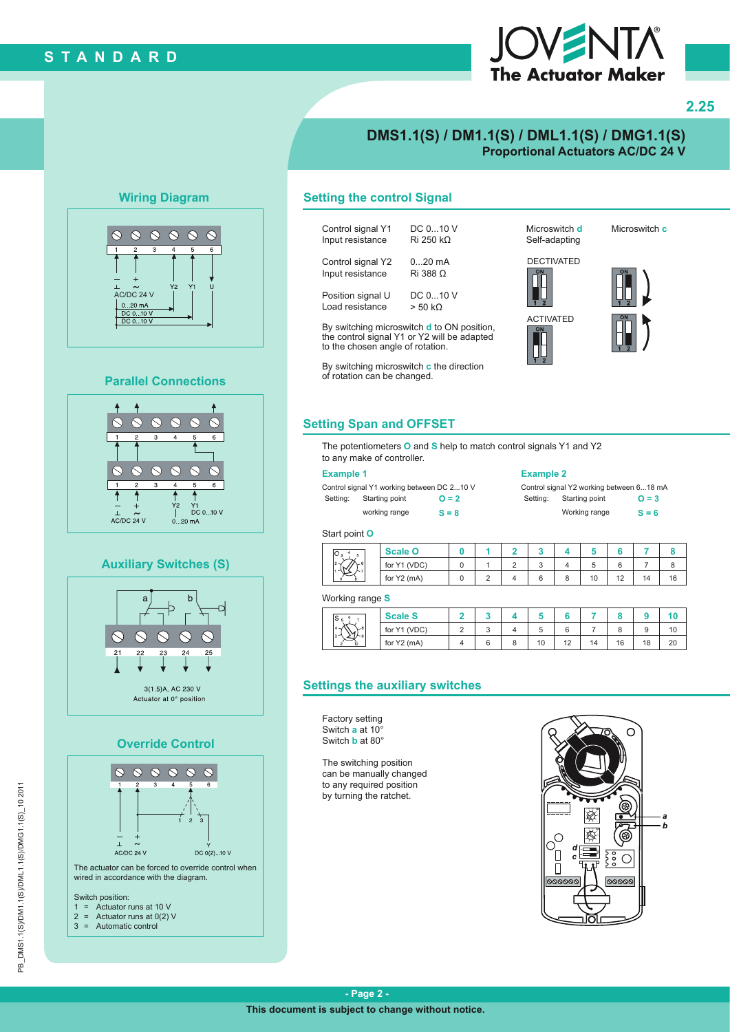# DMS1.1(S) / DM1.1(S) / DML1.1(S) / DMG1.1(S)

## Proportional Actuators AC/DC 24 V

## Wiring Diagram

1 2 3 4 5 6

⊥ ~ AC/DC 24 V — Y2 0...20 mA — Y1 DC 0...10 V — U DC 0...10 V

## Parallel Connections

⊥ ~ AC/DC 24 V — Y2 0...20 mA — Y1 DC 0...10 V

## Auxiliary Switches (S)

a b

21 22 23 24 25

3(1.5)A, AC 230 V
Actuator at 0° position

## Override Control

⊥ ~ AC/DC 24 V — Y DC 0(2)...10 V

The actuator can be forced to override control when wired in accordance with the diagram.

Switch position:
1 = Actuator runs at 10 V
2 = Actuator runs at 0(2) V
3 = Automatic control

## Setting the control Signal

Control signal Y1 DC 0...10 V
Input resistance Ri 250 kΩ

Control signal Y2 0...20 mA
Input resistance Ri 388 Ω

Position signal U DC 0...10 V
Load resistance > 50 kΩ

By switching microswitch **d** to ON position, the control signal Y1 or Y2 will be adapted to the chosen angle of rotation.

By switching microswitch **c** the direction of rotation can be changed.

Microswitch **d**
Self-adapting

DECTIVATED

ACTIVATED

Microswitch **c**

## Setting Span and OFFSET

The potentiometers **O** and **S** help to match control signals Y1 and Y2 to any make of controller.

**Example 1**

Control signal Y1 working between DC 2...10 V
Setting: Starting point **O = 2**
working range **S = 8**

**Example 2**

Control signal Y2 working between 6...18 mA
Setting: Starting point **O = 3**
Working range **S = 6**

Start point **O**

| Scale O | 0 | 1 | 2 | 3 | 4 | 5 | 6 | 7 | 8 |
|---|---|---|---|---|---|---|---|---|---|
| for Y1 (VDC) | 0 | 1 | 2 | 3 | 4 | 5 | 6 | 7 | 8 |
| for Y2 (mA) | 0 | 2 | 4 | 6 | 8 | 10 | 12 | 14 | 16 |

Working range **S**

| Scale S | 2 | 3 | 4 | 5 | 6 | 7 | 8 | 9 | 10 |
|---|---|---|---|---|---|---|---|---|---|
| for Y1 (VDC) | 2 | 3 | 4 | 5 | 6 | 7 | 8 | 9 | 10 |
| for Y2 (mA) | 4 | 6 | 8 | 10 | 12 | 14 | 16 | 18 | 20 |

## Settings the auxiliary switches

Factory setting
Switch **a** at 10°
Switch **b** at 80°

The switching position can be manually changed to any required position by turning the ratchet.

PB_DMS1.1(S)/DM1.1(S)/DML1.1(S)/DMG1.1(S)_10 2011

This document is subject to change without notice.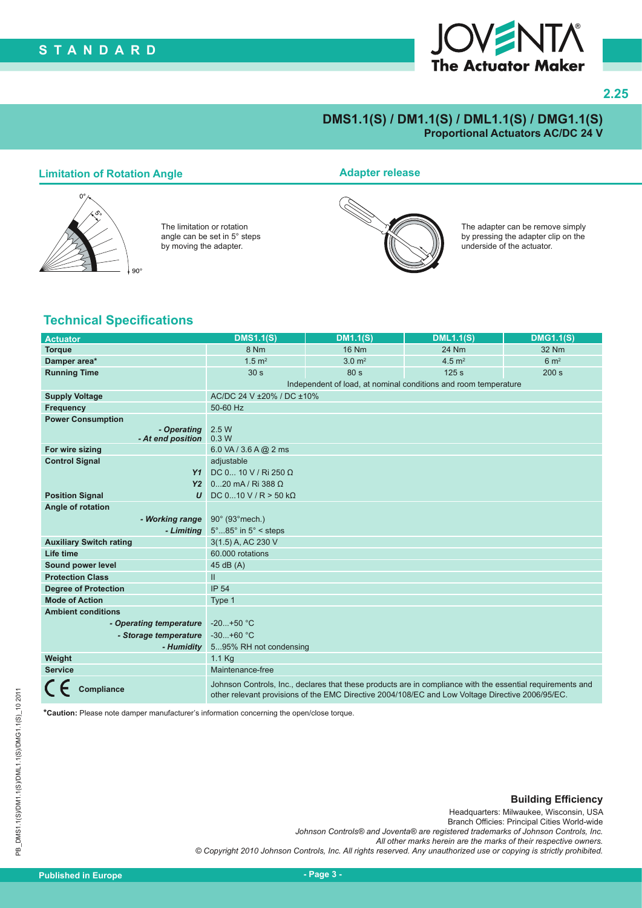## DMS1.1(S) / DM1.1(S) / DML1.1(S) / DMG1.1(S)
**Proportional Actuators AC/DC 24 V**

### Limitation of Rotation Angle

0°
5°
90°

The limitation or rotation angle can be set in 5° steps by moving the adapter.

### Adapter release

The adapter can be remove simply by pressing the adapter clip on the underside of the actuator.

## Technical Specifications

| Actuator | | DMS1.1(S) | DM1.1(S) | DML1.1(S) | DMG1.1(S) |
|---|---|---|---|---|---|
| **Torque** | | 8 Nm | 16 Nm | 24 Nm | 32 Nm |
| **Damper area*** | | 1.5 m² | 3.0 m² | 4.5 m² | 6 m² |
| **Running Time** | | 30 s | 80 s | 125 s | 200 s |
| | | Independent of load, at nominal conditions and room temperature | | | |
| **Supply Voltage** | | AC/DC 24 V ±20% / DC ±10% | | | |
| **Frequency** | | 50-60 Hz | | | |
| **Power Consumption** | | | | | |
| | *- Operating* | 2.5 W | | | |
| | *- At end position* | 0.3 W | | | |
| **For wire sizing** | | 6.0 VA / 3.6 A @ 2 ms | | | |
| **Control Signal** | | adjustable | | | |
| | *Y1* | DC 0... 10 V / Ri 250 Ω | | | |
| | *Y2* | 0...20 mA / Ri 388 Ω | | | |
| **Position Signal** | *U* | DC 0...10 V / R > 50 kΩ | | | |
| **Angle of rotation** | | | | | |
| | *- Working range* | 90° (93°mech.) | | | |
| | *- Limiting* | 5°...85° in 5° < steps | | | |
| **Auxiliary Switch rating** | | 3(1.5) A, AC 230 V | | | |
| **Life time** | | 60.000 rotations | | | |
| **Sound power level** | | 45 dB (A) | | | |
| **Protection Class** | | II | | | |
| **Degree of Protection** | | IP 54 | | | |
| **Mode of Action** | | Type 1 | | | |
| **Ambient conditions** | | | | | |
| | *- Operating temperature* | -20...+50 °C | | | |
| | *- Storage temperature* | -30...+60 °C | | | |
| | *- Humidity* | 5...95% RH not condensing | | | |
| **Weight** | | 1.1 Kg | | | |
| **Service** | | Maintenance-free | | | |
| **CE Compliance** | | Johnson Controls, Inc., declares that these products are in compliance with the essential requirements and other relevant provisions of the EMC Directive 2004/108/EC and Low Voltage Directive 2006/95/EC. | | | |

***Caution:** Please note damper manufacturer's information concerning the open/close torque.

**Building Efficiency**

Headquarters: Milwaukee, Wisconsin, USA
Branch Offices: Principal Cities World-wide
*Johnson Controls® and Joventa® are registered trademarks of Johnson Controls, Inc.*
*All other marks herein are the marks of their respective owners.*
*© Copyright 2010 Johnson Controls, Inc. All rights reserved. Any unauthorized use or copying is strictly prohibited.*

PB_DMS1.1(S)/DM1.1(S)/DML1.1(S)/DMG1.1(S)_10 2011

Published in Europe